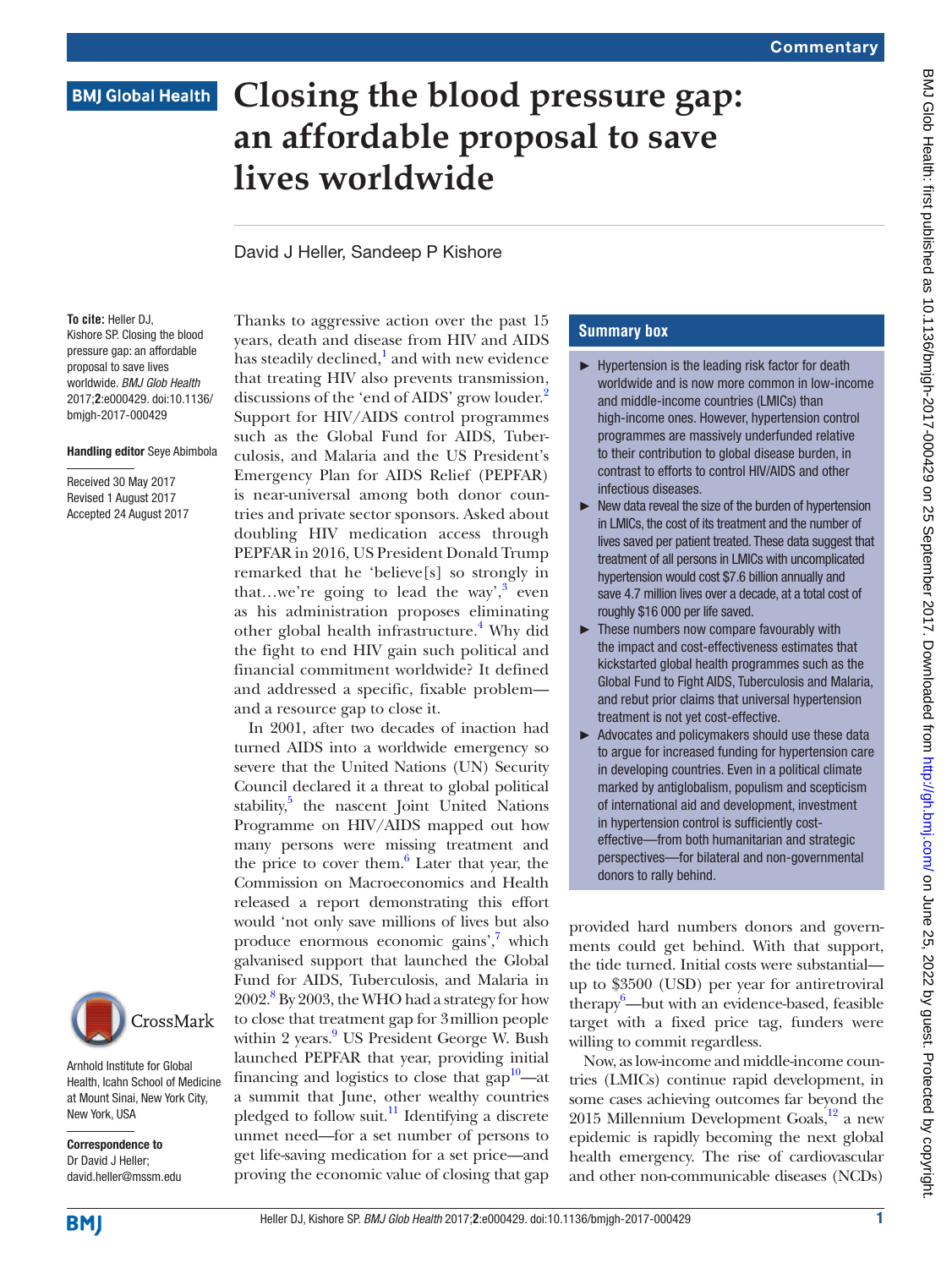Commentary

# Closing the blood pressure gap: an affordable proposal to save lives worldwide

David J Heller, Sandeep P Kishore

**To cite:** Heller DJ, Kishore SP. Closing the blood pressure gap: an affordable proposal to save lives worldwide. *BMJ Glob Health* 2017;**2**:e000429. doi:10.1136/bmjgh-2017-000429

**Handling editor** Seye Abimbola

Received 30 May 2017
Revised 1 August 2017
Accepted 24 August 2017

Arnhold Institute for Global Health, Icahn School of Medicine at Mount Sinai, New York City, New York, USA

**Correspondence to**
Dr David J Heller;
david.heller@mssm.edu

## Summary box

- Hypertension is the leading risk factor for death worldwide and is now more common in low-income and middle-income countries (LMICs) than high-income ones. However, hypertension control programmes are massively underfunded relative to their contribution to global disease burden, in contrast to efforts to control HIV/AIDS and other infectious diseases.
- New data reveal the size of the burden of hypertension in LMICs, the cost of its treatment and the number of lives saved per patient treated. These data suggest that treatment of all persons in LMICs with uncomplicated hypertension would cost $7.6 billion annually and save 4.7 million lives over a decade, at a total cost of roughly $16 000 per life saved.
- These numbers now compare favourably with the impact and cost-effectiveness estimates that kickstarted global health programmes such as the Global Fund to Fight AIDS, Tuberculosis and Malaria, and rebut prior claims that universal hypertension treatment is not yet cost-effective.
- Advocates and policymakers should use these data to argue for increased funding for hypertension care in developing countries. Even in a political climate marked by antiglobalism, populism and scepticism of international aid and development, investment in hypertension control is sufficiently cost-effective—from both humanitarian and strategic perspectives—for bilateral and non-governmental donors to rally behind.

Thanks to aggressive action over the past 15 years, death and disease from HIV and AIDS has steadily declined,[1] and with new evidence that treating HIV also prevents transmission, discussions of the 'end of AIDS' grow louder.[2] Support for HIV/AIDS control programmes such as the Global Fund for AIDS, Tuberculosis, and Malaria and the US President's Emergency Plan for AIDS Relief (PEPFAR) is near-universal among both donor countries and private sector sponsors. Asked about doubling HIV medication access through PEPFAR in 2016, US President Donald Trump remarked that he 'believe[s] so strongly in that…we're going to lead the way',[3] even as his administration proposes eliminating other global health infrastructure.[4] Why did the fight to end HIV gain such political and financial commitment worldwide? It defined and addressed a specific, fixable problem—and a resource gap to close it.

In 2001, after two decades of inaction had turned AIDS into a worldwide emergency so severe that the United Nations (UN) Security Council declared it a threat to global political stability,[5] the nascent Joint United Nations Programme on HIV/AIDS mapped out how many persons were missing treatment and the price to cover them.[6] Later that year, the Commission on Macroeconomics and Health released a report demonstrating this effort would 'not only save millions of lives but also produce enormous economic gains',[7] which galvanised support that launched the Global Fund for AIDS, Tuberculosis, and Malaria in 2002.[8] By 2003, the WHO had a strategy for how to close that treatment gap for 3 million people within 2 years.[9] US President George W. Bush launched PEPFAR that year, providing initial financing and logistics to close that gap[10]—at a summit that June, other wealthy countries pledged to follow suit.[11] Identifying a discrete unmet need—for a set number of persons to get life-saving medication for a set price—and proving the economic value of closing that gap provided hard numbers donors and governments could get behind. With that support, the tide turned. Initial costs were substantial—up to $3500 (USD) per year for antiretroviral therapy[6]—but with an evidence-based, feasible target with a fixed price tag, funders were willing to commit regardless.

Now, as low-income and middle-income countries (LMICs) continue rapid development, in some cases achieving outcomes far beyond the 2015 Millennium Development Goals,[12] a new epidemic is rapidly becoming the next global health emergency. The rise of cardiovascular and other non-communicable diseases (NCDs)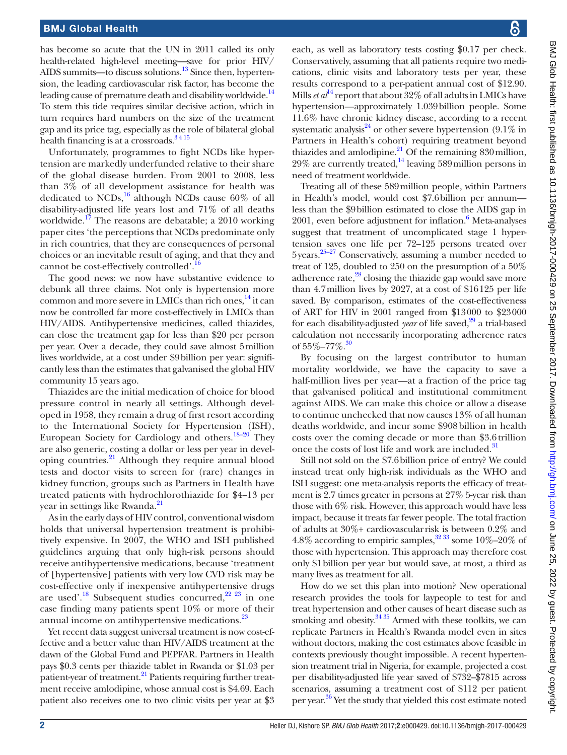has become so acute that the UN in 2011 called its only health-related high-level meeting—save for prior HIV/AIDS summits—to discuss solutions.[13] Since then, hypertension, the leading cardiovascular risk factor, has become the leading cause of premature death and disability worldwide.[14] To stem this tide requires similar decisive action, which in turn requires hard numbers on the size of the treatment gap and its price tag, especially as the role of bilateral global health financing is at a crossroads.[3 4 15]

Unfortunately, programmes to fight NCDs like hypertension are markedly underfunded relative to their share of the global disease burden. From 2001 to 2008, less than 3% of all development assistance for health was dedicated to NCDs,[16] although NCDs cause 60% of all disability-adjusted life years lost and 71% of all deaths worldwide.[17] The reasons are debatable; a 2010 working paper cites 'the perceptions that NCDs predominate only in rich countries, that they are consequences of personal choices or an inevitable result of aging, and that they and cannot be cost-effectively controlled'.[16]

The good news: we now have substantive evidence to debunk all three claims. Not only is hypertension more common and more severe in LMICs than rich ones,[14] it can now be controlled far more cost-effectively in LMICs than HIV/AIDS. Antihypertensive medicines, called thiazides, can close the treatment gap for less than $20 per person per year. Over a decade, they could save almost 5 million lives worldwide, at a cost under $9 billion per year: significantly less than the estimates that galvanised the global HIV community 15 years ago.

Thiazides are the initial medication of choice for blood pressure control in nearly all settings. Although developed in 1958, they remain a drug of first resort according to the International Society for Hypertension (ISH), European Society for Cardiology and others.[18–20] They are also generic, costing a dollar or less per year in developing countries.[21] Although they require annual blood tests and doctor visits to screen for (rare) changes in kidney function, groups such as Partners in Health have treated patients with hydrochlorothiazide for $4–13 per year in settings like Rwanda.[21]

As in the early days of HIV control, conventional wisdom holds that universal hypertension treatment is prohibitively expensive. In 2007, the WHO and ISH published guidelines arguing that only high-risk persons should receive antihypertensive medications, because 'treatment of [hypertensive] patients with very low CVD risk may be cost-effective only if inexpensive antihypertensive drugs are used'.[18] Subsequent studies concurred,[22 23] in one case finding many patients spent 10% or more of their annual income on antihypertensive medications.[23]

Yet recent data suggest universal treatment is now cost-effective and a better value than HIV/AIDS treatment at the dawn of the Global Fund and PEPFAR. Partners in Health pays $0.3 cents per thiazide tablet in Rwanda or $1.03 per patient-year of treatment.[21] Patients requiring further treatment receive amlodipine, whose annual cost is $4.69. Each patient also receives one to two clinic visits per year at $3 each, as well as laboratory tests costing $0.17 per check. Conservatively, assuming that all patients require two medications, clinic visits and laboratory tests per year, these results correspond to a per-patient annual cost of $12.90. Mills *et al*[14] report that about 32% of all adults in LMICs have hypertension—approximately 1.039 billion people. Some 11.6% have chronic kidney disease, according to a recent systematic analysis[24] or other severe hypertension (9.1% in Partners in Health's cohort) requiring treatment beyond thiazides and amlodipine.[21] Of the remaining 830 million, 29% are currently treated,[14] leaving 589 million persons in need of treatment worldwide.

Treating all of these 589 million people, within Partners in Health's model, would cost $7.6 billion per annum—less than the $9 billion estimated to close the AIDS gap in 2001, even before adjustment for inflation.[6] Meta-analyses suggest that treatment of uncomplicated stage 1 hypertension saves one life per 72–125 persons treated over 5 years.[25–27] Conservatively, assuming a number needed to treat of 125, doubled to 250 on the presumption of a 50% adherence rate,[28] closing the thiazide gap would save more than 4.7 million lives by 2027, at a cost of $16 125 per life saved. By comparison, estimates of the cost-effectiveness of ART for HIV in 2001 ranged from $13 000 to $23 000 for each disability-adjusted *year* of life saved,[29] a trial-based calculation not necessarily incorporating adherence rates of 55%–77%.[30]

By focusing on the largest contributor to human mortality worldwide, we have the capacity to save a half-million lives per year—at a fraction of the price tag that galvanised political and institutional commitment against AIDS. We can make this choice or allow a disease to continue unchecked that now causes 13% of all human deaths worldwide, and incur some $908 billion in health costs over the coming decade or more than $3.6 trillion once the costs of lost life and work are included.[31]

Still not sold on the $7.6 billion price of entry? We could instead treat only high-risk individuals as the WHO and ISH suggest: one meta-analysis reports the efficacy of treatment is 2.7 times greater in persons at 27% 5-year risk than those with 6% risk. However, this approach would have less impact, because it treats far fewer people. The total fraction of adults at 30%+ cardiovascular risk is between 0.2% and 4.8% according to empiric samples,[32 33] some 10%–20% of those with hypertension. This approach may therefore cost only $1 billion per year but would save, at most, a third as many lives as treatment for all.

How do we set this plan into motion? New operational research provides the tools for laypeople to test for and treat hypertension and other causes of heart disease such as smoking and obesity.[34 35] Armed with these toolkits, we can replicate Partners in Health's Rwanda model even in sites without doctors, making the cost estimates above feasible in contexts previously thought impossible. A recent hypertension treatment trial in Nigeria, for example, projected a cost per disability-adjusted life year saved of $732–$7815 across scenarios, assuming a treatment cost of $112 per patient per year.[36] Yet the study that yielded this cost estimate noted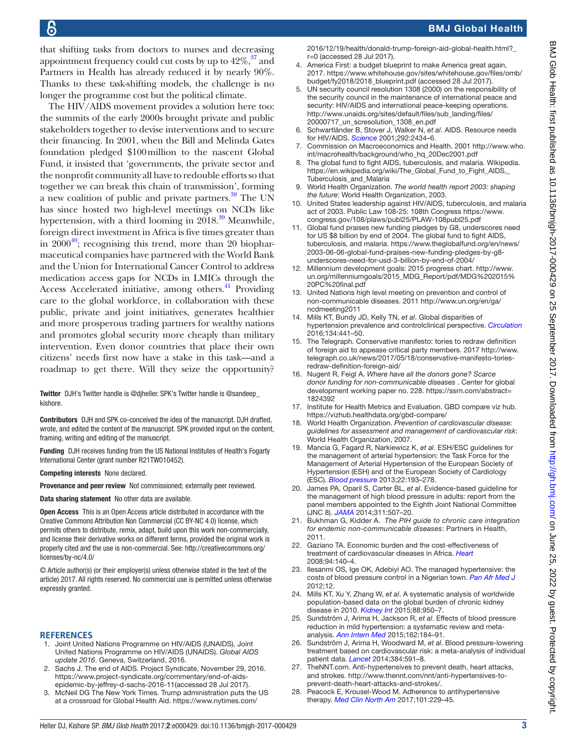that shifting tasks from doctors to nurses and decreasing appointment frequency could cut costs by up to 42%,[37] and Partners in Health has already reduced it by nearly 90%. Thanks to these task-shifting models, the challenge is no longer the programme cost but the political climate.

The HIV/AIDS movement provides a solution here too: the summits of the early 2000s brought private and public stakeholders together to devise interventions and to secure their financing. In 2001, when the Bill and Melinda Gates foundation pledged $100 million to the nascent Global Fund, it insisted that 'governments, the private sector and the nonprofit community all have to redouble efforts so that together we can break this chain of transmission', forming a new coalition of public and private partners.[38] The UN has since hosted two high-level meetings on NCDs like hypertension, with a third looming in 2018.[39] Meanwhile, foreign direct investment in Africa is five times greater than in 2000[40]; recognising this trend, more than 20 biopharmaceutical companies have partnered with the World Bank and the Union for International Cancer Control to address medication access gaps for NCDs in LMICs through the Access Accelerated initiative, among others.[41] Providing care to the global workforce, in collaboration with these public, private and joint initiatives, generates healthier and more prosperous trading partners for wealthy nations and promotes global security more cheaply than military intervention. Even donor countries that place their own citizens' needs first now have a stake in this task—and a roadmap to get there. Will they seize the opportunity?

**Twitter** DJH's Twitter handle is @djheller. SPK's Twitter handle is @sandeep_kishore.

**Contributors** DJH and SPK co-conceived the idea of the manuscript. DJH drafted, wrote, and edited the content of the manuscript. SPK provided input on the content, framing, writing and editing of the manuscript.

**Funding** DJH receives funding from the US National Institutes of Health's Fogarty International Center (grant number R21TW010452).

**Competing interests** None declared.

**Provenance and peer review** Not commissioned; externally peer reviewed.

**Data sharing statement** No other data are available.

**Open Access** This is an Open Access article distributed in accordance with the Creative Commons Attribution Non Commercial (CC BY-NC 4.0) license, which permits others to distribute, remix, adapt, build upon this work non-commercially, and license their derivative works on different terms, provided the original work is properly cited and the use is non-commercial. See: http://creativecommons.org/licenses/by-nc/4.0/

© Article author(s) (or their employer(s) unless otherwise stated in the text of the article) 2017. All rights reserved. No commercial use is permitted unless otherwise expressly granted.

## REFERENCES

1. Joint United Nations Programme on HIV/AIDS (UNAIDS), Joint United Nations Programme on HIV/AIDS (UNAIDS). *Global AIDS update 2016*. Geneva, Switzerland, 2016.
2. Sachs J. The end of AIDS. Project Syndicate, November 29, 2016. https://www.project-syndicate.org/commentary/end-of-aids-epidemic-by-jeffrey-d-sachs-2016-11(accessed 28 Jul 2017).
3. McNeil DG The New York Times. Trump administration puts the US at a crossroad for Global Health Aid. https://www.nytimes.com/2016/12/19/health/donald-trump-foreign-aid-global-health.html?_r=0 (accessed 28 Jul 2017).
4. America First: a budget blueprint to make America great again, 2017. https://www.whitehouse.gov/sites/whitehouse.gov/files/omb/budget/fy2018/2018_blueprint.pdf (accessed 28 Jul 2017).
5. UN security council resolution 1308 (2000) on the responsibility of the security council in the maintenance of international peace and security: HIV/AIDS and international peace-keeping operations. http://www.unaids.org/sites/default/files/sub_landing/files/20000717_un_scresolution_1308_en.pdf
6. Schwartländer B, Stover J, Walker N, *et al*. AIDS. Resource needs for HIV/AIDS. *Science* 2001;292:2434–6.
7. Commission on Macroeconomics and Health. 2001 http://www.who.int/macrohealth/background/who_hq_20Dec2001.pdf
8. The global fund to fight AIDS, tuberculosis, and malaria. Wikipedia. https://en.wikipedia.org/wiki/The_Global_Fund_to_Fight_AIDS,_Tuberculosis_and_Malaria
9. World Health Organization. *The world health report 2003: shaping the future*: World Health Organization, 2003.
10. United States leadership against HIV/AIDS, tuberculosis, and malaria act of 2003. Public Law 108-25: 108th Congress https://www.congress.gov/108/plaws/publ25/PLAW-108publ25.pdf
11. Global fund praises new funding pledges by G8, underscores need for US $8 billion by end of 2004. The global fund to fight AIDS, tuberculosis, and malaria. https://www.theglobalfund.org/en/news/2003-06-06-global-fund-praises-new-funding-pledges-by-g8-underscores-need-for-usd-3-billion-by-end-of-2004/
12. Millennium development goals: 2015 progress chart. http://www.un.org/millenniumgoals/2015_MDG_Report/pdf/MDG%202015%20PC%20final.pdf
13. United Nations high level meeting on prevention and control of non-communicable diseases. 2011 http://www.un.org/en/ga/ncdmeeting2011
14. Mills KT, Bundy JD, Kelly TN, *et al*. Global disparities of hypertension prevalence and controlclinical perspective. *Circulation* 2016;134:441–50.
15. The Telegraph. Conservative manifesto: tories to redraw definition of foreign aid to appease critical party members. 2017 http://www.telegraph.co.uk/news/2017/05/18/conservative-manifesto-tories-redraw-definition-foreign-aid/
16. Nugent R, Feigl A. *Where have all the donors gone? Scarce donor funding for non-communicable diseases* . Center for global development working paper no. 228. https://ssrn.com/abstract=1824392
17. Institute for Health Metrics and Evaluation. GBD compare viz hub. https://vizhub.healthdata.org/gbd-compare/
18. World Health Organization. *Prevention of cardiovascular disease: guidelines for assessment and management of cardiovascular risk*: World Health Organization, 2007.
19. Mancia G, Fagard R, Narkiewicz K, *et al*. ESH/ESC guidelines for the management of arterial hypertension: the Task Force for the Management of Arterial Hypertension of the European Society of Hypertension (ESH) and of the European Society of Cardiology (ESC). *Blood pressure* 2013;22:193–278.
20. James PA, Oparil S, Carter BL, *et al*. Evidence-based guideline for the management of high blood pressure in adults: report from the panel members appointed to the Eighth Joint National Committee (JNC 8). *JAMA* 2014;311:507–20.
21. Bukhman G, Kidder A. *The PIH guide to chronic care integration for endemic non-communicable diseases*: Partners in Health, 2011.
22. Gaziano TA. Economic burden and the cost-effectiveness of treatment of cardiovascular diseases in Africa. *Heart* 2008;94:140–4.
23. Ilesanmi OS, Ige OK, Adebiyi AO. The managed hypertensive: the costs of blood pressure control in a Nigerian town. *Pan Afr Med J* 2012;12.
24. Mills KT, Xu Y, Zhang W, *et al*. A systematic analysis of worldwide population-based data on the global burden of chronic kidney disease in 2010. *Kidney Int* 2015;88:950–7.
25. Sundström J, Arima H, Jackson R, *et al*. Effects of blood pressure reduction in mild hypertension: a systematic review and meta-analysis. *Ann Intern Med* 2015;162:184–91.
26. Sundström J, Arima H, Woodward M, *et al*. Blood pressure-lowering treatment based on cardiovascular risk: a meta-analysis of individual patient data. *Lancet* 2014;384:591–8.
27. TheNNT.com. Anti-hypertensives to prevent death, heart attacks, and strokes. http://www.thennt.com/nnt/anti-hypertensives-to-prevent-death-heart-attacks-and-strokes/.
28. Peacock E, Krousel-Wood M. Adherence to antihypertensive therapy. *Med Clin North Am* 2017;101:229–45.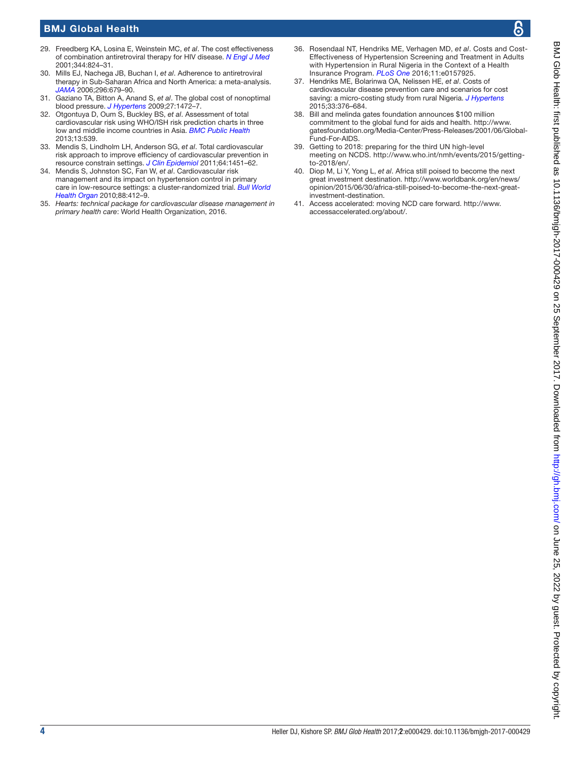29. Freedberg KA, Losina E, Weinstein MC, *et al*. The cost effectiveness of combination antiretroviral therapy for HIV disease. *N Engl J Med* 2001;344:824–31.
30. Mills EJ, Nachega JB, Buchan I, *et al*. Adherence to antiretroviral therapy in Sub-Saharan Africa and North America: a meta-analysis. *JAMA* 2006;296:679–90.
31. Gaziano TA, Bitton A, Anand S, *et al*. The global cost of nonoptimal blood pressure. *J Hypertens* 2009;27:1472–7.
32. Otgontuya D, Oum S, Buckley BS, *et al*. Assessment of total cardiovascular risk using WHO/ISH risk prediction charts in three low and middle income countries in Asia. *BMC Public Health* 2013;13:539.
33. Mendis S, Lindholm LH, Anderson SG, *et al*. Total cardiovascular risk approach to improve efficiency of cardiovascular prevention in resource constrain settings. *J Clin Epidemiol* 2011;64:1451–62.
34. Mendis S, Johnston SC, Fan W, *et al*. Cardiovascular risk management and its impact on hypertension control in primary care in low-resource settings: a cluster-randomized trial. *Bull World Health Organ* 2010;88:412–9.
35. *Hearts: technical package for cardiovascular disease management in primary health care*: World Health Organization, 2016.
36. Rosendaal NT, Hendriks ME, Verhagen MD, *et al*. Costs and Cost-Effectiveness of Hypertension Screening and Treatment in Adults with Hypertension in Rural Nigeria in the Context of a Health Insurance Program. *PLoS One* 2016;11:e0157925.
37. Hendriks ME, Bolarinwa OA, Nelissen HE, *et al*. Costs of cardiovascular disease prevention care and scenarios for cost saving: a micro-costing study from rural Nigeria. *J Hypertens* 2015;33:376–684.
38. Bill and melinda gates foundation announces $100 million commitment to the global fund for aids and health. http://www.gatesfoundation.org/Media-Center/Press-Releases/2001/06/Global-Fund-For-AIDS.
39. Getting to 2018: preparing for the third UN high-level meeting on NCDS. http://www.who.int/nmh/events/2015/getting-to-2018/en/.
40. Diop M, Li Y, Yong L, *et al*. Africa still poised to become the next great investment destination. http://www.worldbank.org/en/news/opinion/2015/06/30/africa-still-poised-to-become-the-next-great-investment-destination.
41. Access accelerated: moving NCD care forward. http://www.accessaccelerated.org/about/.